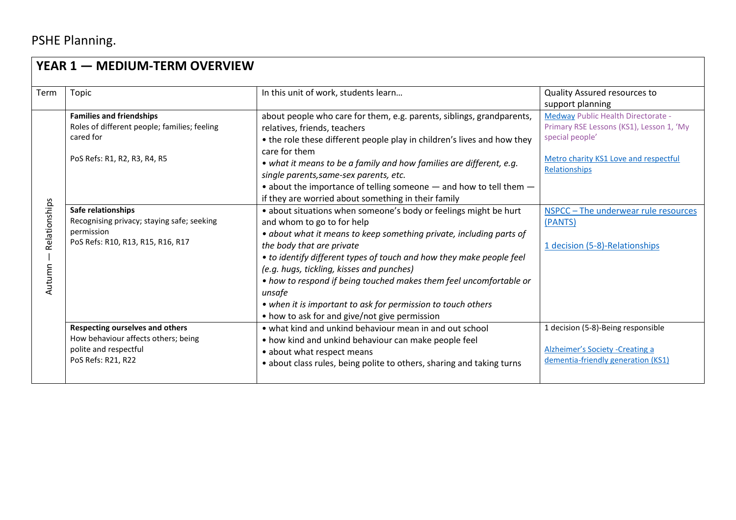PSHE Planning.

## YEAR 1 — MEDIUM-TERM OVERVIEW

| Term | Topic | In this unit of work, students learn… | Quality Assured resources to support planning |
|---|---|---|---|
| Autumn — Relationships | **Families and friendships**<br>Roles of different people; families; feeling cared for<br><br>PoS Refs: R1, R2, R3, R4, R5 | about people who care for them, e.g. parents, siblings, grandparents, relatives, friends, teachers<br>• the role these different people play in children's lives and how they care for them<br>• *what it means to be a family and how families are different, e.g. single parents,same-sex parents, etc.*<br>• about the importance of telling someone — and how to tell them — if they are worried about something in their family | Medway Public Health Directorate - Primary RSE Lessons (KS1), Lesson 1, 'My special people'<br><br>Metro charity KS1 Love and respectful Relationships |
| | **Safe relationships**<br>Recognising privacy; staying safe; seeking permission<br>PoS Refs: R10, R13, R15, R16, R17 | • about situations when someone's body or feelings might be hurt and whom to go to for help<br>• *about what it means to keep something private, including parts of the body that are private*<br>• *to identify different types of touch and how they make people feel (e.g. hugs, tickling, kisses and punches)*<br>• *how to respond if being touched makes them feel uncomfortable or unsafe*<br>• *when it is important to ask for permission to touch others*<br>• how to ask for and give/not give permission | NSPCC – The underwear rule resources (PANTS)<br><br>1 decision (5-8)-Relationships |
| | **Respecting ourselves and others**<br>How behaviour affects others; being polite and respectful<br>PoS Refs: R21, R22 | • what kind and unkind behaviour mean in and out school<br>• how kind and unkind behaviour can make people feel<br>• about what respect means<br>• about class rules, being polite to others, sharing and taking turns | 1 decision (5-8)-Being responsible<br><br>Alzheimer's Society -Creating a dementia-friendly generation (KS1) |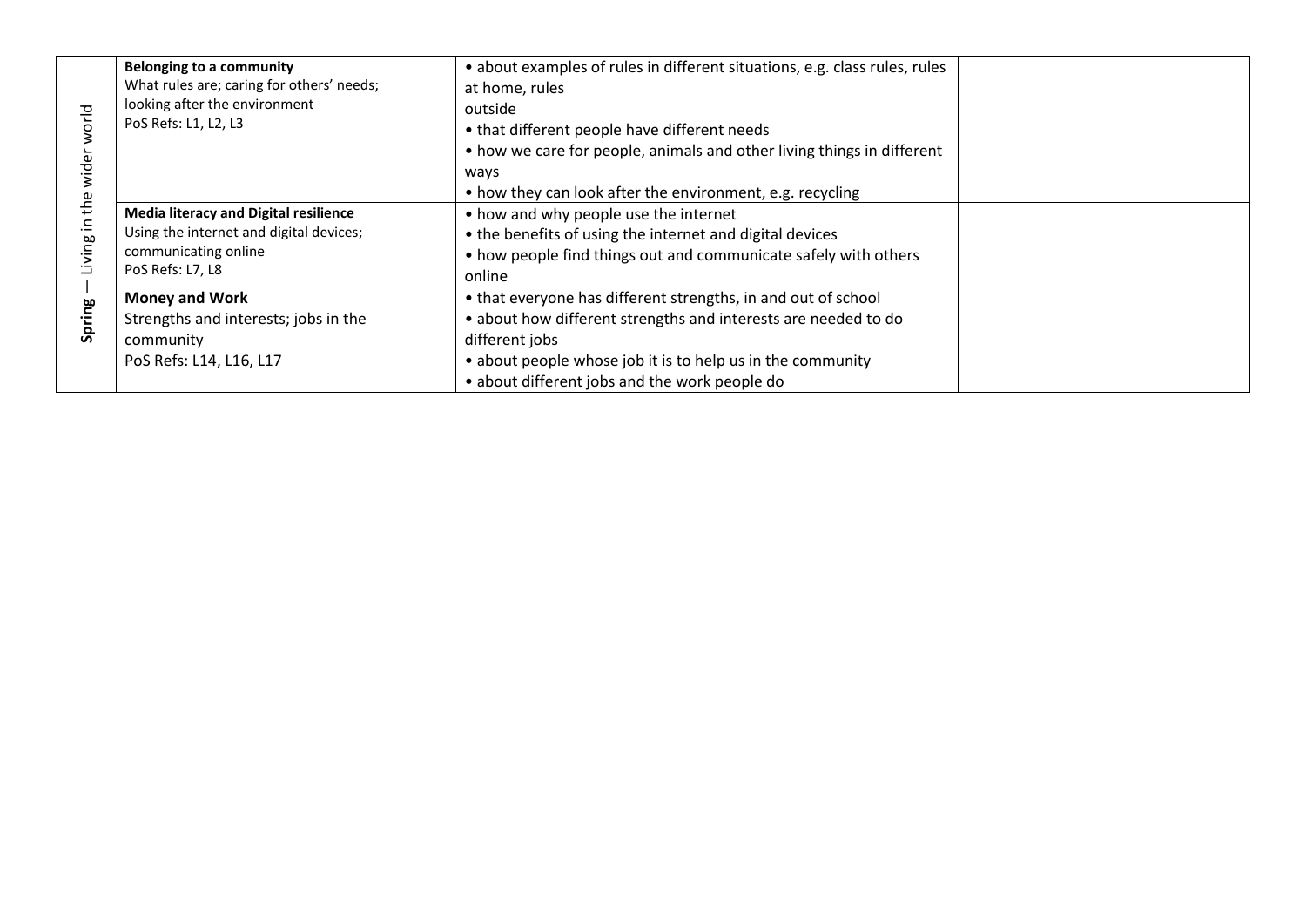| Spring — Living in the wider world | **Belonging to a community**<br>What rules are; caring for others' needs; looking after the environment<br>PoS Refs: L1, L2, L3 | • about examples of rules in different situations, e.g. class rules, rules at home, rules outside<br>• that different people have different needs<br>• how we care for people, animals and other living things in different ways<br>• how they can look after the environment, e.g. recycling | |
|---|---|---|---|
| | **Media literacy and Digital resilience**<br>Using the internet and digital devices; communicating online<br>PoS Refs: L7, L8 | • how and why people use the internet<br>• the benefits of using the internet and digital devices<br>• how people find things out and communicate safely with others online | |
| | **Money and Work**<br>Strengths and interests; jobs in the community<br>PoS Refs: L14, L16, L17 | • that everyone has different strengths, in and out of school<br>• about how different strengths and interests are needed to do different jobs<br>• about people whose job it is to help us in the community<br>• about different jobs and the work people do | |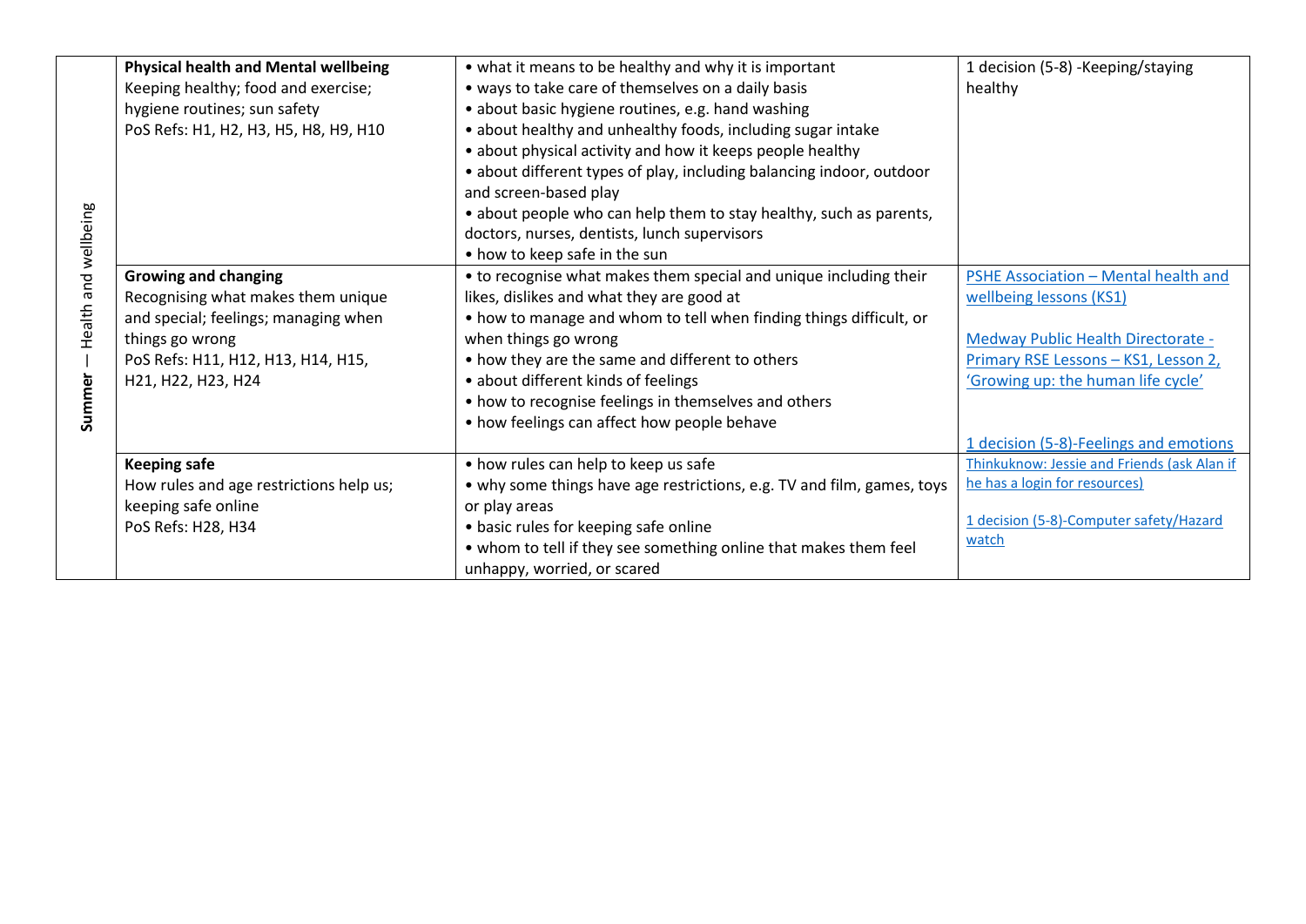| | | | |
|---|---|---|---|
| **Summer — Health and wellbeing** | **Physical health and Mental wellbeing**<br>Keeping healthy; food and exercise; hygiene routines; sun safety<br>PoS Refs: H1, H2, H3, H5, H8, H9, H10 | • what it means to be healthy and why it is important<br>• ways to take care of themselves on a daily basis<br>• about basic hygiene routines, e.g. hand washing<br>• about healthy and unhealthy foods, including sugar intake<br>• about physical activity and how it keeps people healthy<br>• about different types of play, including balancing indoor, outdoor and screen-based play<br>• about people who can help them to stay healthy, such as parents, doctors, nurses, dentists, lunch supervisors<br>• how to keep safe in the sun | 1 decision (5-8) -Keeping/staying healthy |
| | **Growing and changing**<br>Recognising what makes them unique and special; feelings; managing when things go wrong<br>PoS Refs: H11, H12, H13, H14, H15, H21, H22, H23, H24 | • to recognise what makes them special and unique including their likes, dislikes and what they are good at<br>• how to manage and whom to tell when finding things difficult, or when things go wrong<br>• how they are the same and different to others<br>• about different kinds of feelings<br>• how to recognise feelings in themselves and others<br>• how feelings can affect how people behave | PSHE Association – Mental health and wellbeing lessons (KS1)<br><br>Medway Public Health Directorate - Primary RSE Lessons – KS1, Lesson 2, 'Growing up: the human life cycle'<br><br>1 decision (5-8)-Feelings and emotions |
| | **Keeping safe**<br>How rules and age restrictions help us; keeping safe online<br>PoS Refs: H28, H34 | • how rules can help to keep us safe<br>• why some things have age restrictions, e.g. TV and film, games, toys or play areas<br>• basic rules for keeping safe online<br>• whom to tell if they see something online that makes them feel unhappy, worried, or scared | Thinkuknow: Jessie and Friends (ask Alan if he has a login for resources)<br><br>1 decision (5-8)-Computer safety/Hazard watch |